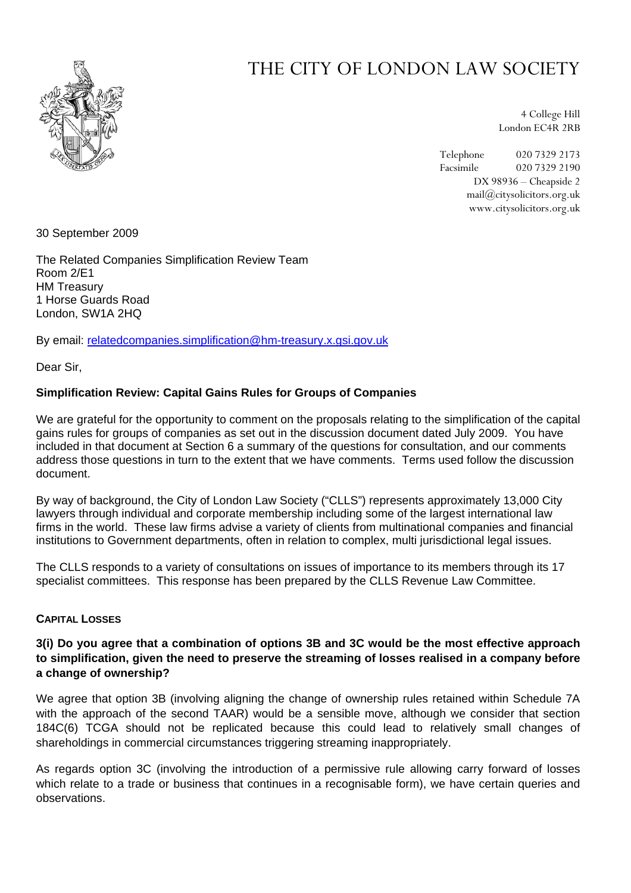# THE CITY OF LONDON LAW SOCIETY

4 College Hill
London EC4R 2RB

Telephone 020 7329 2173
Facsimile 020 7329 2190
DX 98936 – Cheapside 2
mail@citysolicitors.org.uk
www.citysolicitors.org.uk

30 September 2009

The Related Companies Simplification Review Team
Room 2/E1
HM Treasury
1 Horse Guards Road
London, SW1A 2HQ

By email: relatedcompanies.simplification@hm-treasury.x.gsi.gov.uk

Dear Sir,

**Simplification Review: Capital Gains Rules for Groups of Companies**

We are grateful for the opportunity to comment on the proposals relating to the simplification of the capital gains rules for groups of companies as set out in the discussion document dated July 2009. You have included in that document at Section 6 a summary of the questions for consultation, and our comments address those questions in turn to the extent that we have comments. Terms used follow the discussion document.

By way of background, the City of London Law Society ("CLLS") represents approximately 13,000 City lawyers through individual and corporate membership including some of the largest international law firms in the world. These law firms advise a variety of clients from multinational companies and financial institutions to Government departments, often in relation to complex, multi jurisdictional legal issues.

The CLLS responds to a variety of consultations on issues of importance to its members through its 17 specialist committees. This response has been prepared by the CLLS Revenue Law Committee.

## CAPITAL LOSSES

**3(i) Do you agree that a combination of options 3B and 3C would be the most effective approach to simplification, given the need to preserve the streaming of losses realised in a company before a change of ownership?**

We agree that option 3B (involving aligning the change of ownership rules retained within Schedule 7A with the approach of the second TAAR) would be a sensible move, although we consider that section 184C(6) TCGA should not be replicated because this could lead to relatively small changes of shareholdings in commercial circumstances triggering streaming inappropriately.

As regards option 3C (involving the introduction of a permissive rule allowing carry forward of losses which relate to a trade or business that continues in a recognisable form), we have certain queries and observations.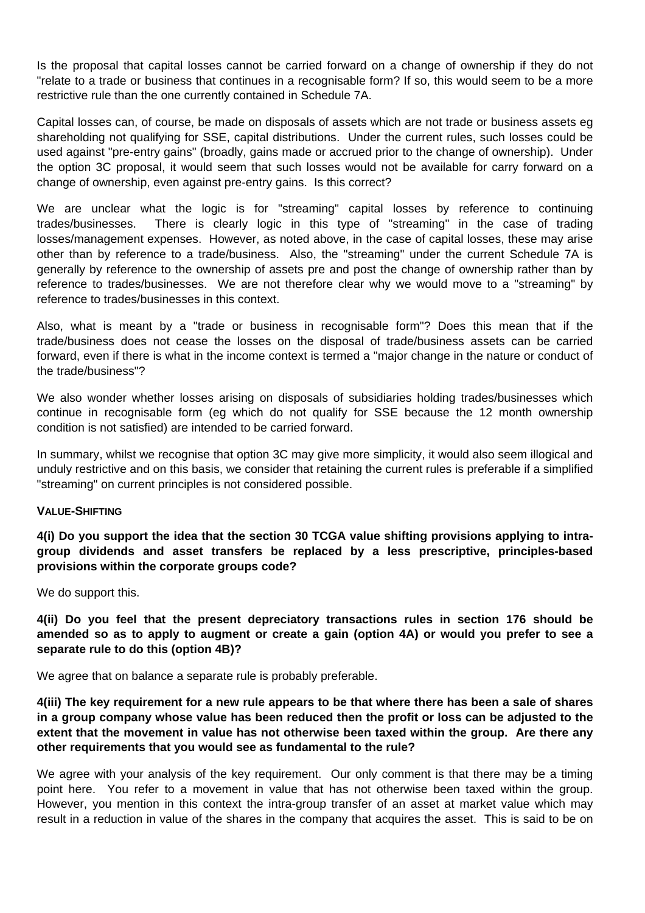Is the proposal that capital losses cannot be carried forward on a change of ownership if they do not "relate to a trade or business that continues in a recognisable form? If so, this would seem to be a more restrictive rule than the one currently contained in Schedule 7A.

Capital losses can, of course, be made on disposals of assets which are not trade or business assets eg shareholding not qualifying for SSE, capital distributions. Under the current rules, such losses could be used against "pre-entry gains" (broadly, gains made or accrued prior to the change of ownership). Under the option 3C proposal, it would seem that such losses would not be available for carry forward on a change of ownership, even against pre-entry gains. Is this correct?

We are unclear what the logic is for "streaming" capital losses by reference to continuing trades/businesses. There is clearly logic in this type of "streaming" in the case of trading losses/management expenses. However, as noted above, in the case of capital losses, these may arise other than by reference to a trade/business. Also, the "streaming" under the current Schedule 7A is generally by reference to the ownership of assets pre and post the change of ownership rather than by reference to trades/businesses. We are not therefore clear why we would move to a "streaming" by reference to trades/businesses in this context.

Also, what is meant by a "trade or business in recognisable form"? Does this mean that if the trade/business does not cease the losses on the disposal of trade/business assets can be carried forward, even if there is what in the income context is termed a "major change in the nature or conduct of the trade/business"?

We also wonder whether losses arising on disposals of subsidiaries holding trades/businesses which continue in recognisable form (eg which do not qualify for SSE because the 12 month ownership condition is not satisfied) are intended to be carried forward.

In summary, whilst we recognise that option 3C may give more simplicity, it would also seem illogical and unduly restrictive and on this basis, we consider that retaining the current rules is preferable if a simplified "streaming" on current principles is not considered possible.

**VALUE-SHIFTING**

**4(i) Do you support the idea that the section 30 TCGA value shifting provisions applying to intra-group dividends and asset transfers be replaced by a less prescriptive, principles-based provisions within the corporate groups code?**

We do support this.

**4(ii) Do you feel that the present depreciatory transactions rules in section 176 should be amended so as to apply to augment or create a gain (option 4A) or would you prefer to see a separate rule to do this (option 4B)?**

We agree that on balance a separate rule is probably preferable.

**4(iii) The key requirement for a new rule appears to be that where there has been a sale of shares in a group company whose value has been reduced then the profit or loss can be adjusted to the extent that the movement in value has not otherwise been taxed within the group. Are there any other requirements that you would see as fundamental to the rule?**

We agree with your analysis of the key requirement. Our only comment is that there may be a timing point here. You refer to a movement in value that has not otherwise been taxed within the group. However, you mention in this context the intra-group transfer of an asset at market value which may result in a reduction in value of the shares in the company that acquires the asset. This is said to be on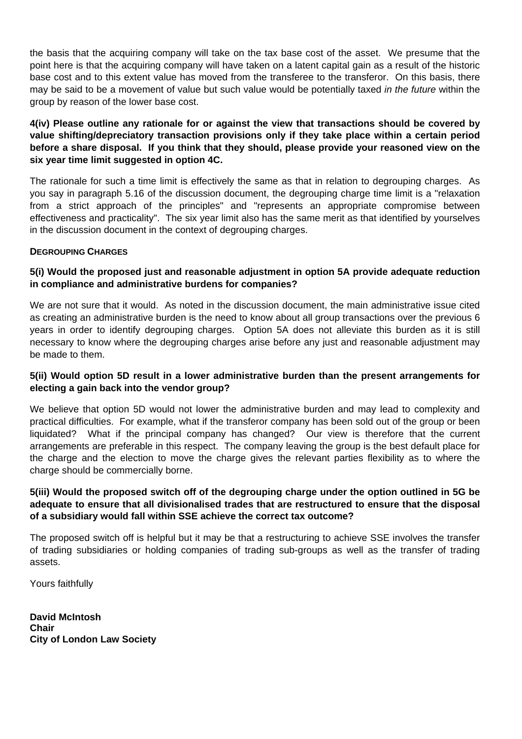the basis that the acquiring company will take on the tax base cost of the asset. We presume that the point here is that the acquiring company will have taken on a latent capital gain as a result of the historic base cost and to this extent value has moved from the transferee to the transferor. On this basis, there may be said to be a movement of value but such value would be potentially taxed *in the future* within the group by reason of the lower base cost.

**4(iv) Please outline any rationale for or against the view that transactions should be covered by value shifting/depreciatory transaction provisions only if they take place within a certain period before a share disposal. If you think that they should, please provide your reasoned view on the six year time limit suggested in option 4C.**

The rationale for such a time limit is effectively the same as that in relation to degrouping charges. As you say in paragraph 5.16 of the discussion document, the degrouping charge time limit is a "relaxation from a strict approach of the principles" and "represents an appropriate compromise between effectiveness and practicality". The six year limit also has the same merit as that identified by yourselves in the discussion document in the context of degrouping charges.

**DEGROUPING CHARGES**

**5(i) Would the proposed just and reasonable adjustment in option 5A provide adequate reduction in compliance and administrative burdens for companies?**

We are not sure that it would. As noted in the discussion document, the main administrative issue cited as creating an administrative burden is the need to know about all group transactions over the previous 6 years in order to identify degrouping charges. Option 5A does not alleviate this burden as it is still necessary to know where the degrouping charges arise before any just and reasonable adjustment may be made to them.

**5(ii) Would option 5D result in a lower administrative burden than the present arrangements for electing a gain back into the vendor group?**

We believe that option 5D would not lower the administrative burden and may lead to complexity and practical difficulties. For example, what if the transferor company has been sold out of the group or been liquidated? What if the principal company has changed? Our view is therefore that the current arrangements are preferable in this respect. The company leaving the group is the best default place for the charge and the election to move the charge gives the relevant parties flexibility as to where the charge should be commercially borne.

**5(iii) Would the proposed switch off of the degrouping charge under the option outlined in 5G be adequate to ensure that all divisionalised trades that are restructured to ensure that the disposal of a subsidiary would fall within SSE achieve the correct tax outcome?**

The proposed switch off is helpful but it may be that a restructuring to achieve SSE involves the transfer of trading subsidiaries or holding companies of trading sub-groups as well as the transfer of trading assets.

Yours faithfully

**David McIntosh**
**Chair**
**City of London Law Society**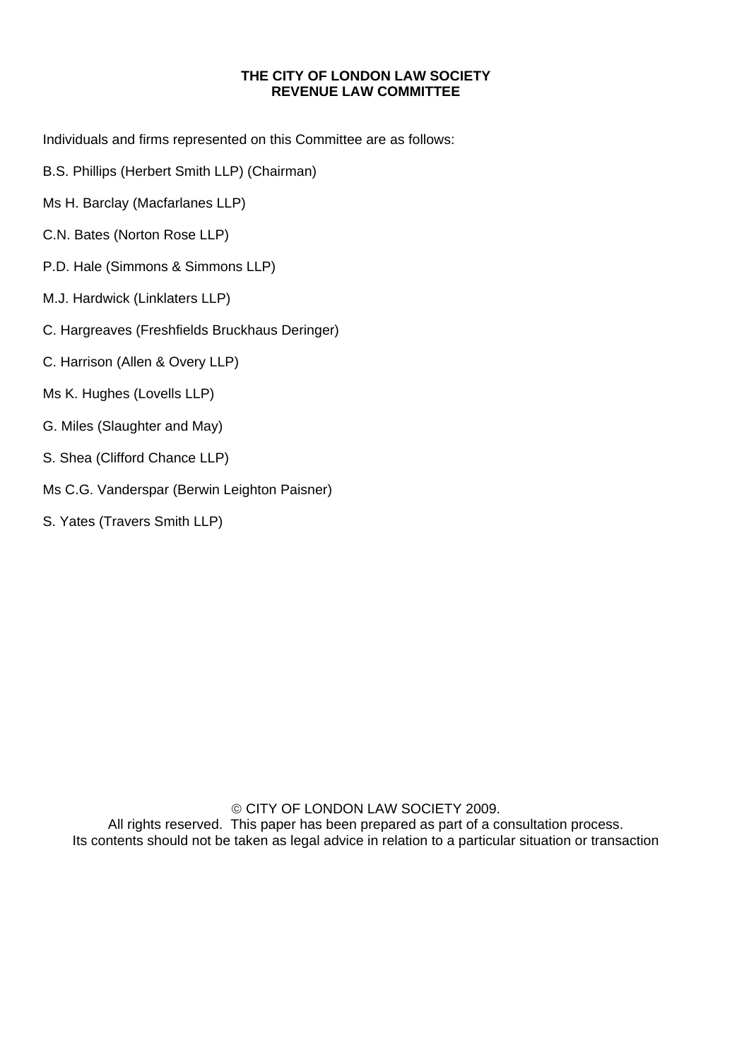**THE CITY OF LONDON LAW SOCIETY**
**REVENUE LAW COMMITTEE**

Individuals and firms represented on this Committee are as follows:

B.S. Phillips (Herbert Smith LLP) (Chairman)

Ms H. Barclay (Macfarlanes LLP)

C.N. Bates (Norton Rose LLP)

P.D. Hale (Simmons & Simmons LLP)

M.J. Hardwick (Linklaters LLP)

C. Hargreaves (Freshfields Bruckhaus Deringer)

C. Harrison (Allen & Overy LLP)

Ms K. Hughes (Lovells LLP)

G. Miles (Slaughter and May)

S. Shea (Clifford Chance LLP)

Ms C.G. Vanderspar (Berwin Leighton Paisner)

S. Yates (Travers Smith LLP)

© CITY OF LONDON LAW SOCIETY 2009.
All rights reserved. This paper has been prepared as part of a consultation process.
Its contents should not be taken as legal advice in relation to a particular situation or transaction